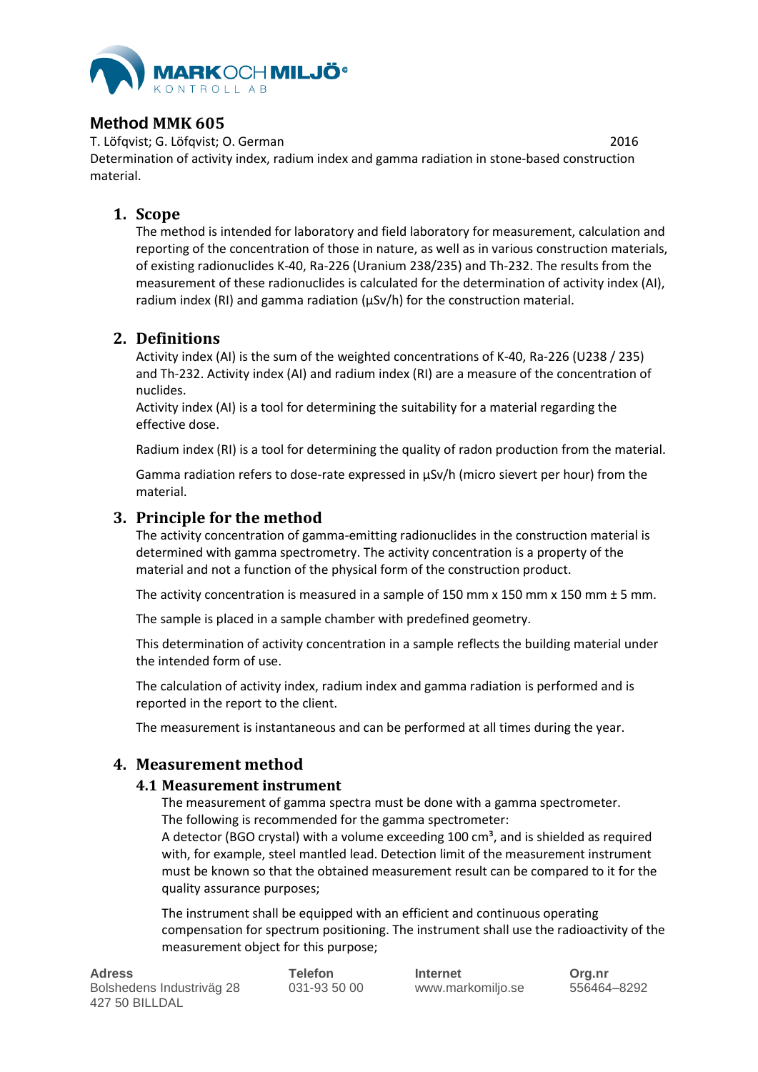# Method MMK 605

T. Löfqvist; G. Löfqvist; O. German 2016

Determination of activity index, radium index and gamma radiation in stone-based construction material.

## 1. Scope

The method is intended for laboratory and field laboratory for measurement, calculation and reporting of the concentration of those in nature, as well as in various construction materials, of existing radionuclides K-40, Ra-226 (Uranium 238/235) and Th-232. The results from the measurement of these radionuclides is calculated for the determination of activity index (AI), radium index (RI) and gamma radiation (µSv/h) for the construction material.

## 2. Definitions

Activity index (AI) is the sum of the weighted concentrations of K-40, Ra-226 (U238 / 235) and Th-232. Activity index (AI) and radium index (RI) are a measure of the concentration of nuclides.

Activity index (AI) is a tool for determining the suitability for a material regarding the effective dose.

Radium index (RI) is a tool for determining the quality of radon production from the material.

Gamma radiation refers to dose-rate expressed in µSv/h (micro sievert per hour) from the material.

## 3. Principle for the method

The activity concentration of gamma-emitting radionuclides in the construction material is determined with gamma spectrometry. The activity concentration is a property of the material and not a function of the physical form of the construction product.

The activity concentration is measured in a sample of 150 mm x 150 mm x 150 mm ± 5 mm.

The sample is placed in a sample chamber with predefined geometry.

This determination of activity concentration in a sample reflects the building material under the intended form of use.

The calculation of activity index, radium index and gamma radiation is performed and is reported in the report to the client.

The measurement is instantaneous and can be performed at all times during the year.

## 4. Measurement method

### 4.1 Measurement instrument

The measurement of gamma spectra must be done with a gamma spectrometer.
The following is recommended for the gamma spectrometer:
A detector (BGO crystal) with a volume exceeding 100 cm³, and is shielded as required with, for example, steel mantled lead. Detection limit of the measurement instrument must be known so that the obtained measurement result can be compared to it for the quality assurance purposes;

The instrument shall be equipped with an efficient and continuous operating compensation for spectrum positioning. The instrument shall use the radioactivity of the measurement object for this purpose;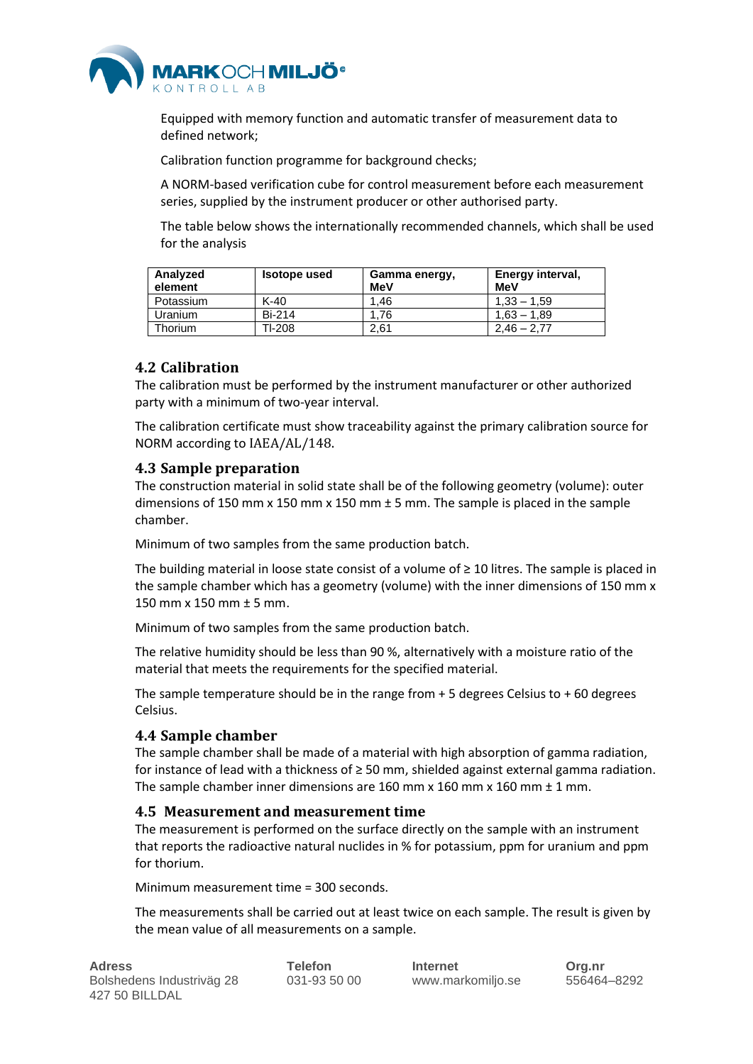Equipped with memory function and automatic transfer of measurement data to defined network;

Calibration function programme for background checks;

A NORM-based verification cube for control measurement before each measurement series, supplied by the instrument producer or other authorised party.

The table below shows the internationally recommended channels, which shall be used for the analysis

| Analyzed element | Isotope used | Gamma energy, MeV | Energy interval, MeV |
|---|---|---|---|
| Potassium | K-40 | 1,46 | 1,33 – 1,59 |
| Uranium | Bi-214 | 1,76 | 1,63 – 1,89 |
| Thorium | Tl-208 | 2,61 | 2,46 – 2,77 |

## 4.2 Calibration

The calibration must be performed by the instrument manufacturer or other authorized party with a minimum of two-year interval.

The calibration certificate must show traceability against the primary calibration source for NORM according to IAEA/AL/148.

## 4.3 Sample preparation

The construction material in solid state shall be of the following geometry (volume): outer dimensions of 150 mm x 150 mm x 150 mm ± 5 mm. The sample is placed in the sample chamber.

Minimum of two samples from the same production batch.

The building material in loose state consist of a volume of ≥ 10 litres. The sample is placed in the sample chamber which has a geometry (volume) with the inner dimensions of 150 mm x 150 mm x 150 mm ± 5 mm.

Minimum of two samples from the same production batch.

The relative humidity should be less than 90 %, alternatively with a moisture ratio of the material that meets the requirements for the specified material.

The sample temperature should be in the range from + 5 degrees Celsius to + 60 degrees Celsius.

## 4.4 Sample chamber

The sample chamber shall be made of a material with high absorption of gamma radiation, for instance of lead with a thickness of ≥ 50 mm, shielded against external gamma radiation. The sample chamber inner dimensions are 160 mm x 160 mm x 160 mm ± 1 mm.

## 4.5 Measurement and measurement time

The measurement is performed on the surface directly on the sample with an instrument that reports the radioactive natural nuclides in % for potassium, ppm for uranium and ppm for thorium.

Minimum measurement time = 300 seconds.

The measurements shall be carried out at least twice on each sample. The result is given by the mean value of all measurements on a sample.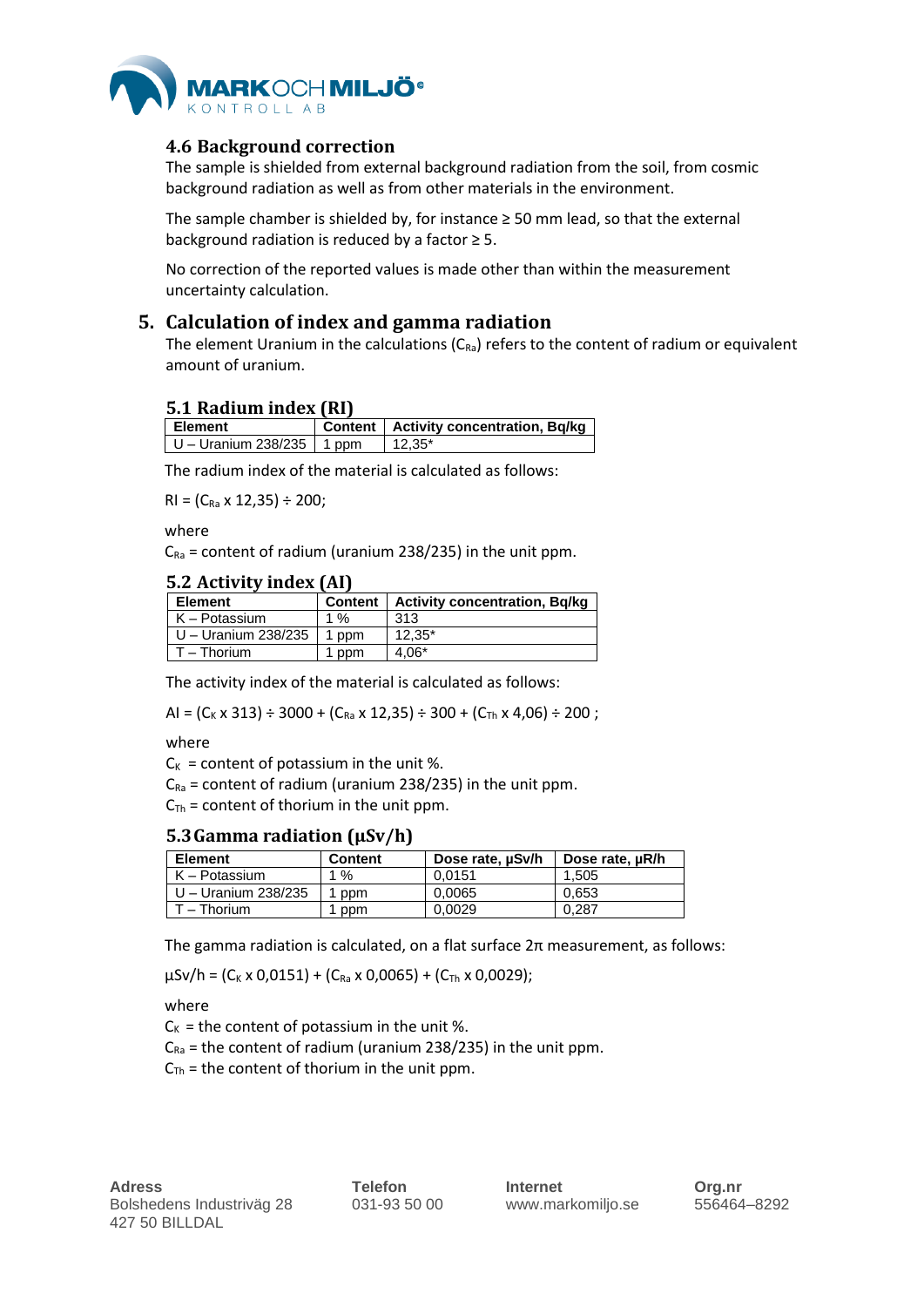## 4.6 Background correction

The sample is shielded from external background radiation from the soil, from cosmic background radiation as well as from other materials in the environment.

The sample chamber is shielded by, for instance ≥ 50 mm lead, so that the external background radiation is reduced by a factor ≥ 5.

No correction of the reported values is made other than within the measurement uncertainty calculation.

# 5. Calculation of index and gamma radiation

The element Uranium in the calculations ($C_{Ra}$) refers to the content of radium or equivalent amount of uranium.

## 5.1 Radium index (RI)

| Element | Content | Activity concentration, Bq/kg |
|---|---|---|
| U – Uranium 238/235 | 1 ppm | 12,35* |

The radium index of the material is calculated as follows:

$RI = (C_{Ra} \times 12{,}35) \div 200$;

where
$C_{Ra}$ = content of radium (uranium 238/235) in the unit ppm.

## 5.2 Activity index (AI)

| Element | Content | Activity concentration, Bq/kg |
|---|---|---|
| K – Potassium | 1 % | 313 |
| U – Uranium 238/235 | 1 ppm | 12,35* |
| T – Thorium | 1 ppm | 4,06* |

The activity index of the material is calculated as follows:

$AI = (C_K \times 313) \div 3000 + (C_{Ra} \times 12{,}35) \div 300 + (C_{Th} \times 4{,}06) \div 200$ ;

where
$C_K$ = content of potassium in the unit %.
$C_{Ra}$ = content of radium (uranium 238/235) in the unit ppm.
$C_{Th}$ = content of thorium in the unit ppm.

## 5.3 Gamma radiation (µSv/h)

| Element | Content | Dose rate, µSv/h | Dose rate, µR/h |
|---|---|---|---|
| K – Potassium | 1 % | 0,0151 | 1,505 |
| U – Uranium 238/235 | 1 ppm | 0,0065 | 0,653 |
| T – Thorium | 1 ppm | 0,0029 | 0,287 |

The gamma radiation is calculated, on a flat surface 2π measurement, as follows:

$\mu Sv/h = (C_K \times 0{,}0151) + (C_{Ra} \times 0{,}0065) + (C_{Th} \times 0{,}0029)$;

where
$C_K$ = the content of potassium in the unit %.
$C_{Ra}$ = the content of radium (uranium 238/235) in the unit ppm.
$C_{Th}$ = the content of thorium in the unit ppm.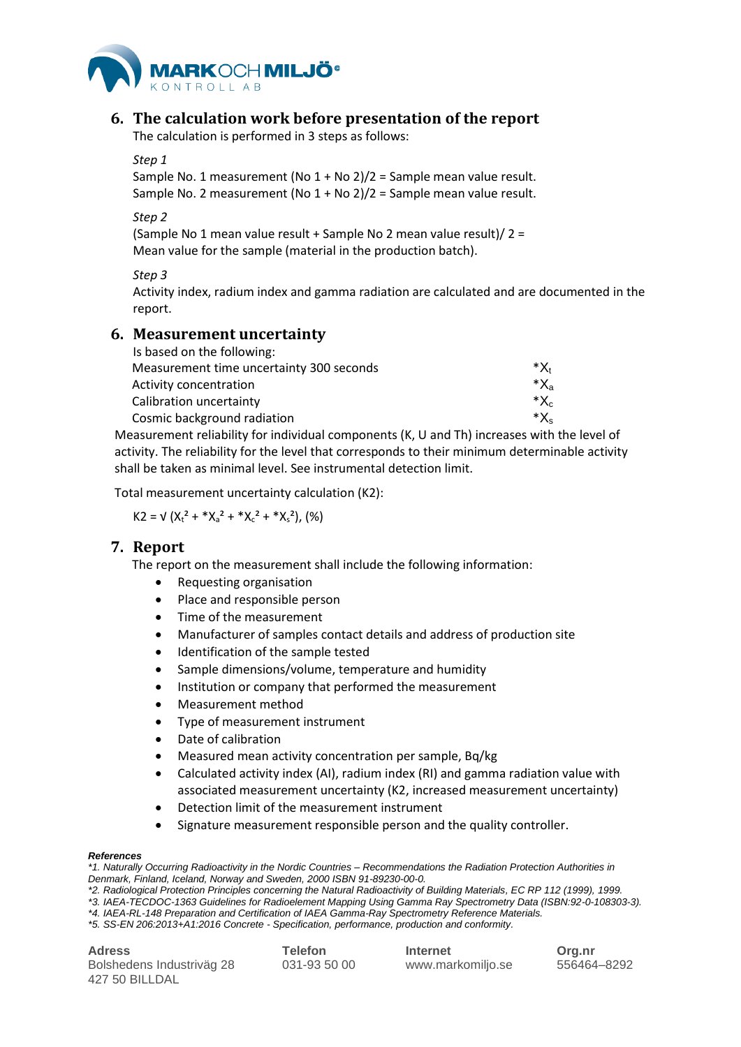## 6. The calculation work before presentation of the report

The calculation is performed in 3 steps as follows:

*Step 1*

Sample No. 1 measurement (No 1 + No 2)/2 = Sample mean value result.
Sample No. 2 measurement (No 1 + No 2)/2 = Sample mean value result.

*Step 2*

(Sample No 1 mean value result + Sample No 2 mean value result)/ 2 =
Mean value for the sample (material in the production batch).

*Step 3*

Activity index, radium index and gamma radiation are calculated and are documented in the report.

## 6. Measurement uncertainty

Is based on the following:

| | |
|---|---|
| Measurement time uncertainty 300 seconds | $*X_t$ |
| Activity concentration | $*X_a$ |
| Calibration uncertainty | $*X_c$ |
| Cosmic background radiation | $*X_s$ |

Measurement reliability for individual components (K, U and Th) increases with the level of activity. The reliability for the level that corresponds to their minimum determinable activity shall be taken as minimal level. See instrumental detection limit.

Total measurement uncertainty calculation (K2):

$$K2 = \sqrt{(X_t^2 + *X_a^2 + *X_c^2 + *X_s^2)},\ (\%)$$

## 7. Report

The report on the measurement shall include the following information:

- Requesting organisation
- Place and responsible person
- Time of the measurement
- Manufacturer of samples contact details and address of production site
- Identification of the sample tested
- Sample dimensions/volume, temperature and humidity
- Institution or company that performed the measurement
- Measurement method
- Type of measurement instrument
- Date of calibration
- Measured mean activity concentration per sample, Bq/kg
- Calculated activity index (AI), radium index (RI) and gamma radiation value with associated measurement uncertainty (K2, increased measurement uncertainty)
- Detection limit of the measurement instrument
- Signature measurement responsible person and the quality controller.

***References***

*\*1. Naturally Occurring Radioactivity in the Nordic Countries – Recommendations the Radiation Protection Authorities in Denmark, Finland, Iceland, Norway and Sweden, 2000 ISBN 91-89230-00-0.*
*\*2. Radiological Protection Principles concerning the Natural Radioactivity of Building Materials, EC RP 112 (1999), 1999.*
*\*3. IAEA-TECDOC-1363 Guidelines for Radioelement Mapping Using Gamma Ray Spectrometry Data (ISBN:92-0-108303-3).*
*\*4. IAEA-RL-148 Preparation and Certification of IAEA Gamma-Ray Spectrometry Reference Materials.*
*\*5. SS-EN 206:2013+A1:2016 Concrete - Specification, performance, production and conformity.*